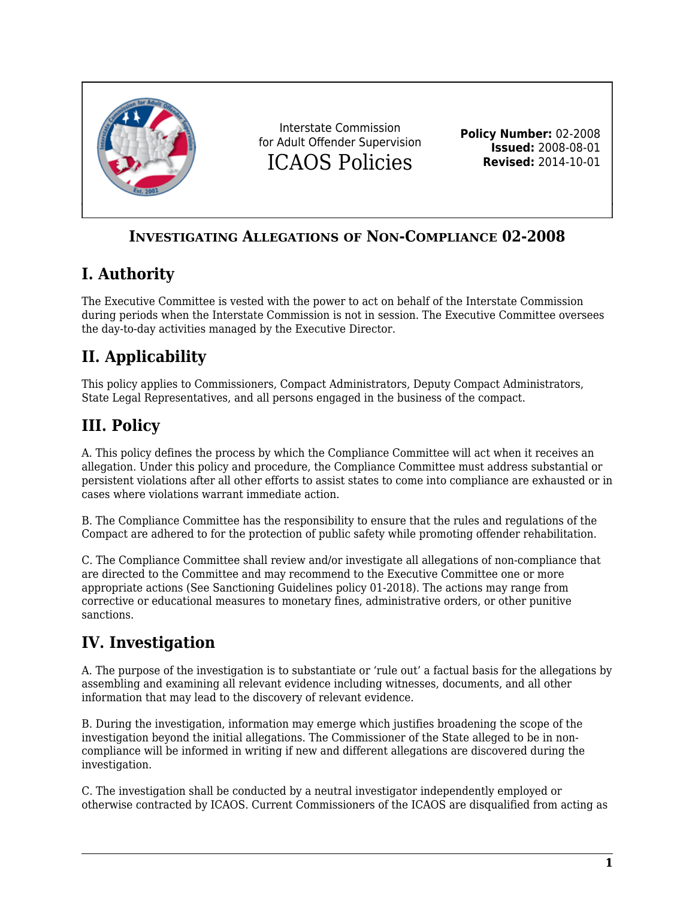Interstate Commission for Adult Offender Supervision

ICAOS Policies

**Policy Number:** 02-2008
**Issued:** 2008-08-01
**Revised:** 2014-10-01

# Investigating Allegations of Non-Compliance 02-2008

## I. Authority

The Executive Committee is vested with the power to act on behalf of the Interstate Commission during periods when the Interstate Commission is not in session. The Executive Committee oversees the day-to-day activities managed by the Executive Director.

## II. Applicability

This policy applies to Commissioners, Compact Administrators, Deputy Compact Administrators, State Legal Representatives, and all persons engaged in the business of the compact.

## III. Policy

A. This policy defines the process by which the Compliance Committee will act when it receives an allegation. Under this policy and procedure, the Compliance Committee must address substantial or persistent violations after all other efforts to assist states to come into compliance are exhausted or in cases where violations warrant immediate action.

B. The Compliance Committee has the responsibility to ensure that the rules and regulations of the Compact are adhered to for the protection of public safety while promoting offender rehabilitation.

C. The Compliance Committee shall review and/or investigate all allegations of non-compliance that are directed to the Committee and may recommend to the Executive Committee one or more appropriate actions (See Sanctioning Guidelines policy 01-2018). The actions may range from corrective or educational measures to monetary fines, administrative orders, or other punitive sanctions.

## IV. Investigation

A. The purpose of the investigation is to substantiate or 'rule out' a factual basis for the allegations by assembling and examining all relevant evidence including witnesses, documents, and all other information that may lead to the discovery of relevant evidence.

B. During the investigation, information may emerge which justifies broadening the scope of the investigation beyond the initial allegations. The Commissioner of the State alleged to be in non-compliance will be informed in writing if new and different allegations are discovered during the investigation.

C. The investigation shall be conducted by a neutral investigator independently employed or otherwise contracted by ICAOS. Current Commissioners of the ICAOS are disqualified from acting as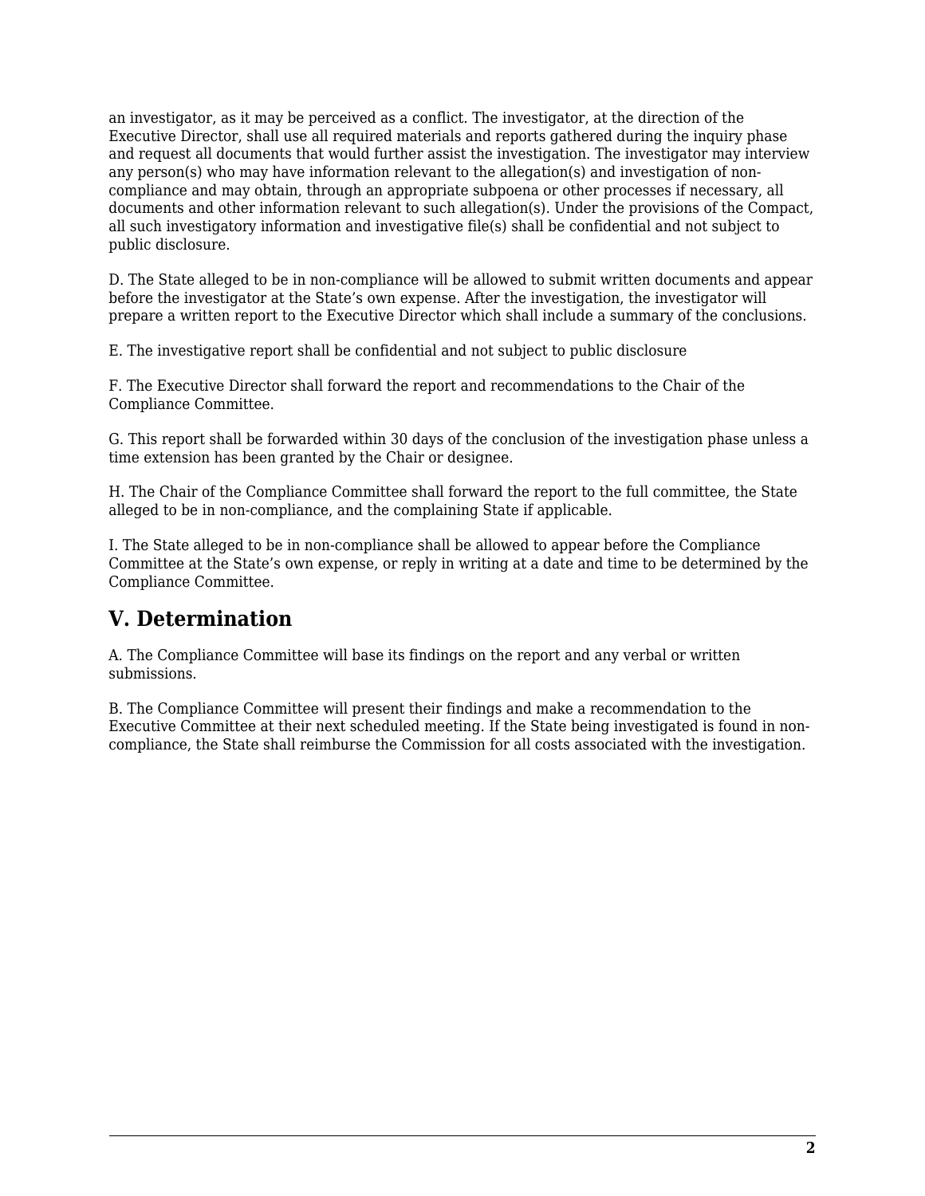an investigator, as it may be perceived as a conflict. The investigator, at the direction of the Executive Director, shall use all required materials and reports gathered during the inquiry phase and request all documents that would further assist the investigation. The investigator may interview any person(s) who may have information relevant to the allegation(s) and investigation of non-compliance and may obtain, through an appropriate subpoena or other processes if necessary, all documents and other information relevant to such allegation(s). Under the provisions of the Compact, all such investigatory information and investigative file(s) shall be confidential and not subject to public disclosure.

D. The State alleged to be in non-compliance will be allowed to submit written documents and appear before the investigator at the State's own expense. After the investigation, the investigator will prepare a written report to the Executive Director which shall include a summary of the conclusions.

E. The investigative report shall be confidential and not subject to public disclosure

F. The Executive Director shall forward the report and recommendations to the Chair of the Compliance Committee.

G. This report shall be forwarded within 30 days of the conclusion of the investigation phase unless a time extension has been granted by the Chair or designee.

H. The Chair of the Compliance Committee shall forward the report to the full committee, the State alleged to be in non-compliance, and the complaining State if applicable.

I. The State alleged to be in non-compliance shall be allowed to appear before the Compliance Committee at the State's own expense, or reply in writing at a date and time to be determined by the Compliance Committee.

## V. Determination

A. The Compliance Committee will base its findings on the report and any verbal or written submissions.

B. The Compliance Committee will present their findings and make a recommendation to the Executive Committee at their next scheduled meeting. If the State being investigated is found in non-compliance, the State shall reimburse the Commission for all costs associated with the investigation.